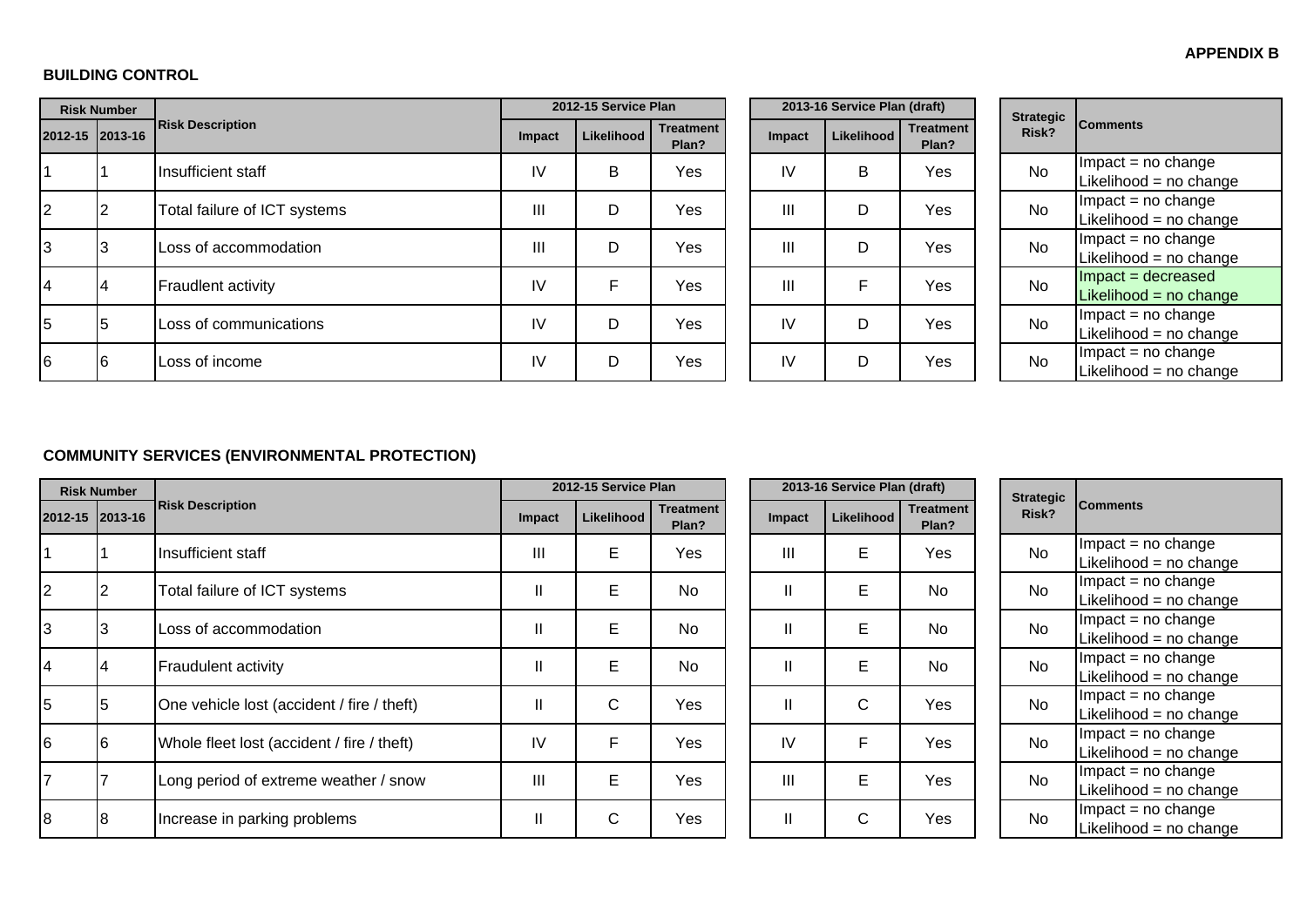**APPENDIX B**

## BUILDING CONTROL

| Risk Number | | Risk Description | 2012-15 Service Plan | | | 2013-16 Service Plan (draft) | | | Strategic Risk? | Comments |
|---|---|---|---|---|---|---|---|---|---|---|
| 2012-15 | 2013-16 | | Impact | Likelihood | Treatment Plan? | Impact | Likelihood | Treatment Plan? | | |
| 1 | 1 | Insufficient staff | IV | B | Yes | IV | B | Yes | No | Impact = no change<br>Likelihood = no change |
| 2 | 2 | Total failure of ICT systems | III | D | Yes | III | D | Yes | No | Impact = no change<br>Likelihood = no change |
| 3 | 3 | Loss of accommodation | III | D | Yes | III | D | Yes | No | Impact = no change<br>Likelihood = no change |
| 4 | 4 | Fraudlent activity | IV | F | Yes | III | F | Yes | No | Impact = decreased<br>Likelihood = no change |
| 5 | 5 | Loss of communications | IV | D | Yes | IV | D | Yes | No | Impact = no change<br>Likelihood = no change |
| 6 | 6 | Loss of income | IV | D | Yes | IV | D | Yes | No | Impact = no change<br>Likelihood = no change |

## COMMUNITY SERVICES (ENVIRONMENTAL PROTECTION)

| Risk Number | | Risk Description | 2012-15 Service Plan | | | 2013-16 Service Plan (draft) | | | Strategic Risk? | Comments |
|---|---|---|---|---|---|---|---|---|---|---|
| 2012-15 | 2013-16 | | Impact | Likelihood | Treatment Plan? | Impact | Likelihood | Treatment Plan? | | |
| 1 | 1 | Insufficient staff | III | E | Yes | III | E | Yes | No | Impact = no change<br>Likelihood = no change |
| 2 | 2 | Total failure of ICT systems | II | E | No | II | E | No | No | Impact = no change<br>Likelihood = no change |
| 3 | 3 | Loss of accommodation | II | E | No | II | E | No | No | Impact = no change<br>Likelihood = no change |
| 4 | 4 | Fraudulent activity | II | E | No | II | E | No | No | Impact = no change<br>Likelihood = no change |
| 5 | 5 | One vehicle lost (accident / fire / theft) | II | C | Yes | II | C | Yes | No | Impact = no change<br>Likelihood = no change |
| 6 | 6 | Whole fleet lost (accident / fire / theft) | IV | F | Yes | IV | F | Yes | No | Impact = no change<br>Likelihood = no change |
| 7 | 7 | Long period of extreme weather / snow | III | E | Yes | III | E | Yes | No | Impact = no change<br>Likelihood = no change |
| 8 | 8 | Increase in parking problems | II | C | Yes | II | C | Yes | No | Impact = no change<br>Likelihood = no change |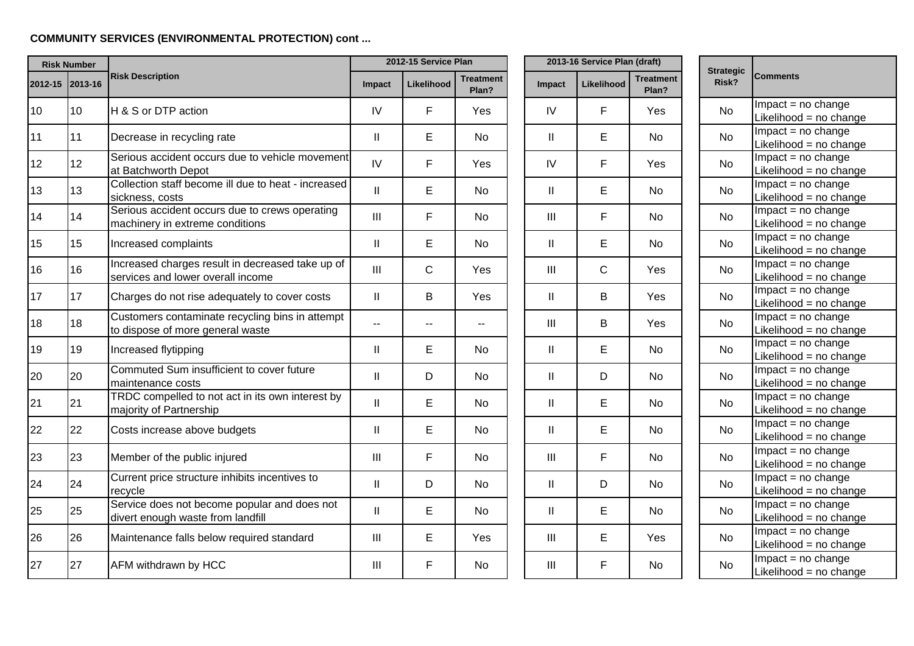**COMMUNITY SERVICES (ENVIRONMENTAL PROTECTION) cont ...**

| Risk Number | | Risk Description | 2012-15 Service Plan | | | 2013-16 Service Plan (draft) | | | Strategic Risk? | Comments |
|---|---|---|---|---|---|---|---|---|---|---|
| 2012-15 | 2013-16 | | Impact | Likelihood | Treatment Plan? | Impact | Likelihood | Treatment Plan? | | |
| 10 | 10 | H & S or DTP action | IV | F | Yes | IV | F | Yes | No | Impact = no change Likelihood = no change |
| 11 | 11 | Decrease in recycling rate | II | E | No | II | E | No | No | Impact = no change Likelihood = no change |
| 12 | 12 | Serious accident occurs due to vehicle movement at Batchworth Depot | IV | F | Yes | IV | F | Yes | No | Impact = no change Likelihood = no change |
| 13 | 13 | Collection staff become ill due to heat - increased sickness, costs | II | E | No | II | E | No | No | Impact = no change Likelihood = no change |
| 14 | 14 | Serious accident occurs due to crews operating machinery in extreme conditions | III | F | No | III | F | No | No | Impact = no change Likelihood = no change |
| 15 | 15 | Increased complaints | II | E | No | II | E | No | No | Impact = no change Likelihood = no change |
| 16 | 16 | Increased charges result in decreased take up of services and lower overall income | III | C | Yes | III | C | Yes | No | Impact = no change Likelihood = no change |
| 17 | 17 | Charges do not rise adequately to cover costs | II | B | Yes | II | B | Yes | No | Impact = no change Likelihood = no change |
| 18 | 18 | Customers contaminate recycling bins in attempt to dispose of more general waste | -- | -- | -- | III | B | Yes | No | Impact = no change Likelihood = no change |
| 19 | 19 | Increased flytipping | II | E | No | II | E | No | No | Impact = no change Likelihood = no change |
| 20 | 20 | Commuted Sum insufficient to cover future maintenance costs | II | D | No | II | D | No | No | Impact = no change Likelihood = no change |
| 21 | 21 | TRDC compelled to not act in its own interest by majority of Partnership | II | E | No | II | E | No | No | Impact = no change Likelihood = no change |
| 22 | 22 | Costs increase above budgets | II | E | No | II | E | No | No | Impact = no change Likelihood = no change |
| 23 | 23 | Member of the public injured | III | F | No | III | F | No | No | Impact = no change Likelihood = no change |
| 24 | 24 | Current price structure inhibits incentives to recycle | II | D | No | II | D | No | No | Impact = no change Likelihood = no change |
| 25 | 25 | Service does not become popular and does not divert enough waste from landfill | II | E | No | II | E | No | No | Impact = no change Likelihood = no change |
| 26 | 26 | Maintenance falls below required standard | III | E | Yes | III | E | Yes | No | Impact = no change Likelihood = no change |
| 27 | 27 | AFM withdrawn by HCC | III | F | No | III | F | No | No | Impact = no change Likelihood = no change |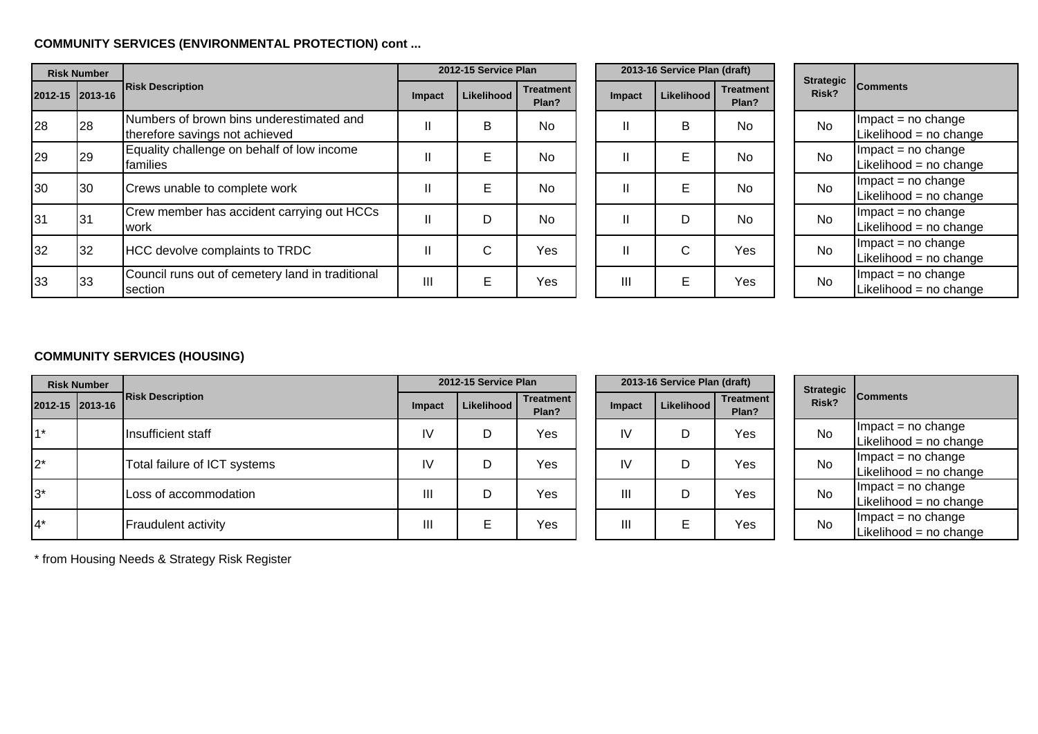**COMMUNITY SERVICES (ENVIRONMENTAL PROTECTION) cont ...**

| Risk Number | | Risk Description | 2012-15 Service Plan | | | 2013-16 Service Plan (draft) | | | Strategic Risk? | Comments |
|---|---|---|---|---|---|---|---|---|---|---|
| 2012-15 | 2013-16 | | Impact | Likelihood | Treatment Plan? | Impact | Likelihood | Treatment Plan? | | |
| 28 | 28 | Numbers of brown bins underestimated and therefore savings not achieved | II | B | No | II | B | No | No | Impact = no change Likelihood = no change |
| 29 | 29 | Equality challenge on behalf of low income families | II | E | No | II | E | No | No | Impact = no change Likelihood = no change |
| 30 | 30 | Crews unable to complete work | II | E | No | II | E | No | No | Impact = no change Likelihood = no change |
| 31 | 31 | Crew member has accident carrying out HCCs work | II | D | No | II | D | No | No | Impact = no change Likelihood = no change |
| 32 | 32 | HCC devolve complaints to TRDC | II | C | Yes | II | C | Yes | No | Impact = no change Likelihood = no change |
| 33 | 33 | Council runs out of cemetery land in traditional section | III | E | Yes | III | E | Yes | No | Impact = no change Likelihood = no change |

**COMMUNITY SERVICES (HOUSING)**

| Risk Number | | Risk Description | 2012-15 Service Plan | | | 2013-16 Service Plan (draft) | | | Strategic Risk? | Comments |
|---|---|---|---|---|---|---|---|---|---|---|
| 2012-15 | 2013-16 | | Impact | Likelihood | Treatment Plan? | Impact | Likelihood | Treatment Plan? | | |
| 1* | | Insufficient staff | IV | D | Yes | IV | D | Yes | No | Impact = no change Likelihood = no change |
| 2* | | Total failure of ICT systems | IV | D | Yes | IV | D | Yes | No | Impact = no change Likelihood = no change |
| 3* | | Loss of accommodation | III | D | Yes | III | D | Yes | No | Impact = no change Likelihood = no change |
| 4* | | Fraudulent activity | III | E | Yes | III | E | Yes | No | Impact = no change Likelihood = no change |

\* from Housing Needs & Strategy Risk Register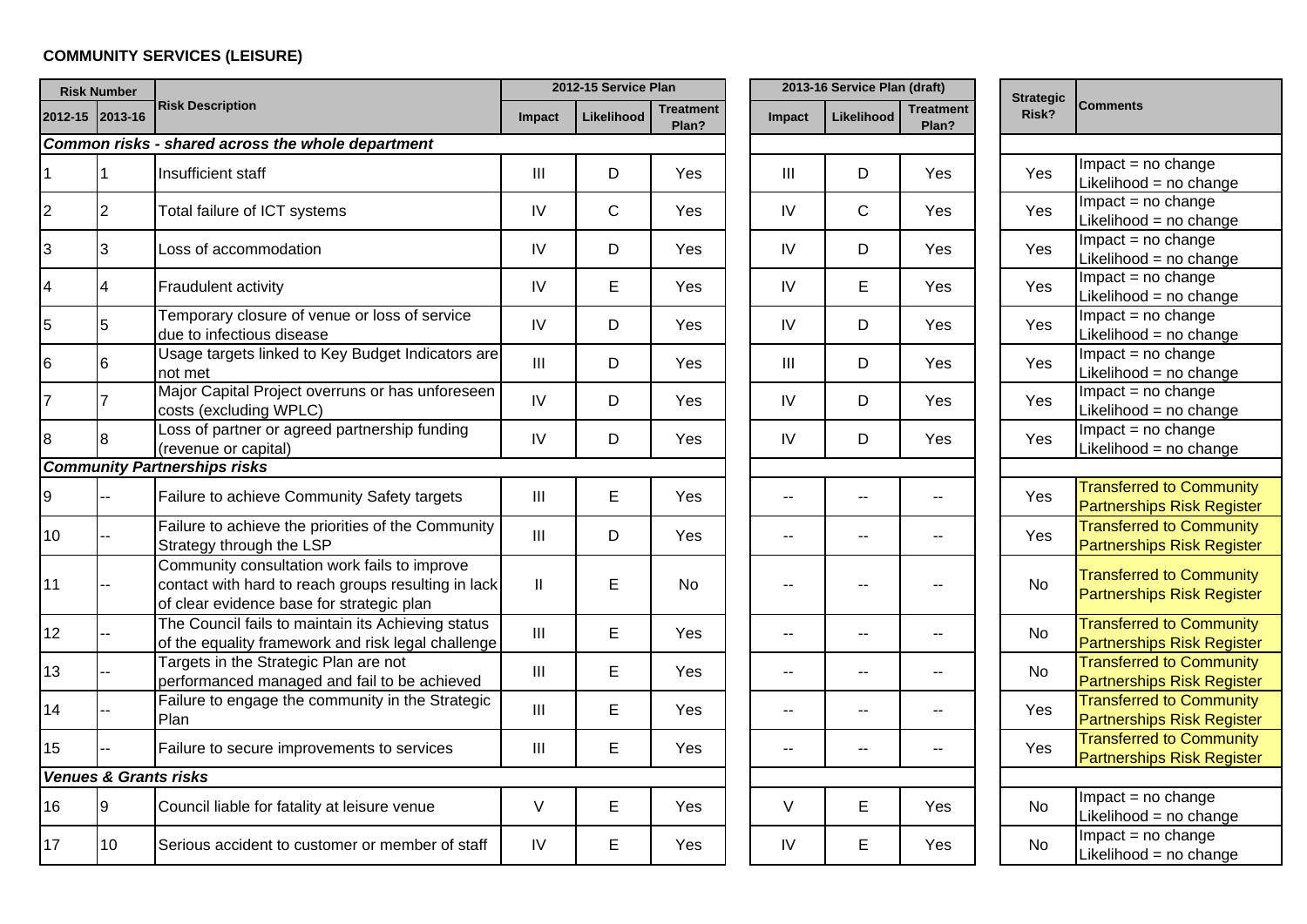**COMMUNITY SERVICES (LEISURE)**

| Risk Number | | Risk Description | 2012-15 Service Plan | | | 2013-16 Service Plan (draft) | | | Strategic Risk? | Comments |
|---|---|---|---|---|---|---|---|---|---|---|
| 2012-15 | 2013-16 | | Impact | Likelihood | Treatment Plan? | Impact | Likelihood | Treatment Plan? | | |
| ***Common risks - shared across the whole department*** | | | | | | | | | | |
| 1 | 1 | Insufficient staff | III | D | Yes | III | D | Yes | Yes | Impact = no change Likelihood = no change |
| 2 | 2 | Total failure of ICT systems | IV | C | Yes | IV | C | Yes | Yes | Impact = no change Likelihood = no change |
| 3 | 3 | Loss of accommodation | IV | D | Yes | IV | D | Yes | Yes | Impact = no change Likelihood = no change |
| 4 | 4 | Fraudulent activity | IV | E | Yes | IV | E | Yes | Yes | Impact = no change Likelihood = no change |
| 5 | 5 | Temporary closure of venue or loss of service due to infectious disease | IV | D | Yes | IV | D | Yes | Yes | Impact = no change Likelihood = no change |
| 6 | 6 | Usage targets linked to Key Budget Indicators are not met | III | D | Yes | III | D | Yes | Yes | Impact = no change Likelihood = no change |
| 7 | 7 | Major Capital Project overruns or has unforeseen costs (excluding WPLC) | IV | D | Yes | IV | D | Yes | Yes | Impact = no change Likelihood = no change |
| 8 | 8 | Loss of partner or agreed partnership funding (revenue or capital) | IV | D | Yes | IV | D | Yes | Yes | Impact = no change Likelihood = no change |
| ***Community Partnerships risks*** | | | | | | | | | | |
| 9 | -- | Failure to achieve Community Safety targets | III | E | Yes | -- | -- | -- | Yes | Transferred to Community Partnerships Risk Register |
| 10 | -- | Failure to achieve the priorities of the Community Strategy through the LSP | III | D | Yes | -- | -- | -- | Yes | Transferred to Community Partnerships Risk Register |
| 11 | -- | Community consultation work fails to improve contact with hard to reach groups resulting in lack of clear evidence base for strategic plan | II | E | No | -- | -- | -- | No | Transferred to Community Partnerships Risk Register |
| 12 | -- | The Council fails to maintain its Achieving status of the equality framework and risk legal challenge | III | E | Yes | -- | -- | -- | No | Transferred to Community Partnerships Risk Register |
| 13 | -- | Targets in the Strategic Plan are not performanced managed and fail to be achieved | III | E | Yes | -- | -- | -- | No | Transferred to Community Partnerships Risk Register |
| 14 | -- | Failure to engage the community in the Strategic Plan | III | E | Yes | -- | -- | -- | Yes | Transferred to Community Partnerships Risk Register |
| 15 | -- | Failure to secure improvements to services | III | E | Yes | -- | -- | -- | Yes | Transferred to Community Partnerships Risk Register |
| ***Venues & Grants risks*** | | | | | | | | | | |
| 16 | 9 | Council liable for fatality at leisure venue | V | E | Yes | V | E | Yes | No | Impact = no change Likelihood = no change |
| 17 | 10 | Serious accident to customer or member of staff | IV | E | Yes | IV | E | Yes | No | Impact = no change Likelihood = no change |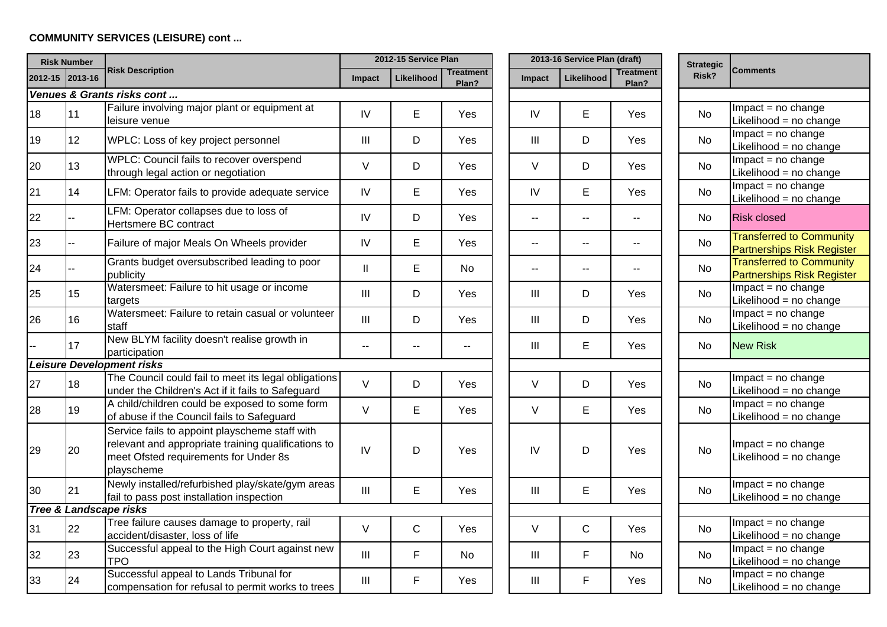**COMMUNITY SERVICES (LEISURE) cont ...**

| Risk Number | | Risk Description | 2012-15 Service Plan | | | 2013-16 Service Plan (draft) | | | Strategic Risk? | Comments |
|---|---|---|---|---|---|---|---|---|---|---|
| 2012-15 | 2013-16 | | Impact | Likelihood | Treatment Plan? | Impact | Likelihood | Treatment Plan? | | |
| ***Venues & Grants risks cont ...*** | | | | | | | | | | |
| 18 | 11 | Failure involving major plant or equipment at leisure venue | IV | E | Yes | IV | E | Yes | No | Impact = no change Likelihood = no change |
| 19 | 12 | WPLC: Loss of key project personnel | III | D | Yes | III | D | Yes | No | Impact = no change Likelihood = no change |
| 20 | 13 | WPLC: Council fails to recover overspend through legal action or negotiation | V | D | Yes | V | D | Yes | No | Impact = no change Likelihood = no change |
| 21 | 14 | LFM: Operator fails to provide adequate service | IV | E | Yes | IV | E | Yes | No | Impact = no change Likelihood = no change |
| 22 | -- | LFM: Operator collapses due to loss of Hertsmere BC contract | IV | D | Yes | -- | -- | -- | No | Risk closed |
| 23 | -- | Failure of major Meals On Wheels provider | IV | E | Yes | -- | -- | -- | No | Transferred to Community Partnerships Risk Register |
| 24 | -- | Grants budget oversubscribed leading to poor publicity | II | E | No | -- | -- | -- | No | Transferred to Community Partnerships Risk Register |
| 25 | 15 | Watersmeet: Failure to hit usage or income targets | III | D | Yes | III | D | Yes | No | Impact = no change Likelihood = no change |
| 26 | 16 | Watersmeet: Failure to retain casual or volunteer staff | III | D | Yes | III | D | Yes | No | Impact = no change Likelihood = no change |
| -- | 17 | New BLYM facility doesn't realise growth in participation | -- | -- | -- | III | E | Yes | No | New Risk |
| ***Leisure Development risks*** | | | | | | | | | | |
| 27 | 18 | The Council could fail to meet its legal obligations under the Children's Act if it fails to Safeguard | V | D | Yes | V | D | Yes | No | Impact = no change Likelihood = no change |
| 28 | 19 | A child/children could be exposed to some form of abuse if the Council fails to Safeguard | V | E | Yes | V | E | Yes | No | Impact = no change Likelihood = no change |
| 29 | 20 | Service fails to appoint playscheme staff with relevant and appropriate training qualifications to meet Ofsted requirements for Under 8s playscheme | IV | D | Yes | IV | D | Yes | No | Impact = no change Likelihood = no change |
| 30 | 21 | Newly installed/refurbished play/skate/gym areas fail to pass post installation inspection | III | E | Yes | III | E | Yes | No | Impact = no change Likelihood = no change |
| ***Tree & Landscape risks*** | | | | | | | | | | |
| 31 | 22 | Tree failure causes damage to property, rail accident/disaster, loss of life | V | C | Yes | V | C | Yes | No | Impact = no change Likelihood = no change |
| 32 | 23 | Successful appeal to the High Court against new TPO | III | F | No | III | F | No | No | Impact = no change Likelihood = no change |
| 33 | 24 | Successful appeal to Lands Tribunal for compensation for refusal to permit works to trees | III | F | Yes | III | F | Yes | No | Impact = no change Likelihood = no change |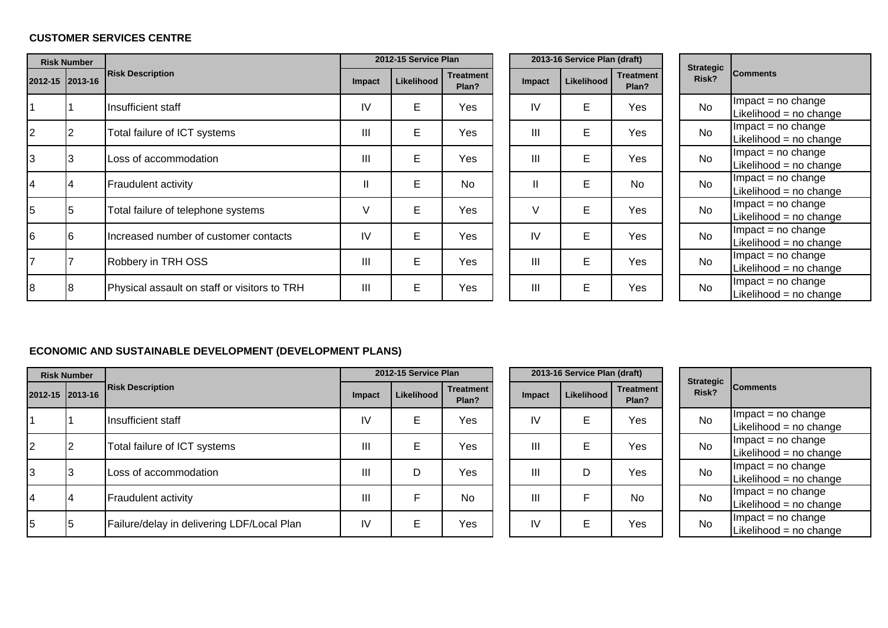**CUSTOMER SERVICES CENTRE**

| Risk Number | | Risk Description | 2012-15 Service Plan | | | 2013-16 Service Plan (draft) | | | Strategic Risk? | Comments |
|---|---|---|---|---|---|---|---|---|---|---|
| 2012-15 | 2013-16 | | Impact | Likelihood | Treatment Plan? | Impact | Likelihood | Treatment Plan? | | |
| 1 | 1 | Insufficient staff | IV | E | Yes | IV | E | Yes | No | Impact = no change<br>Likelihood = no change |
| 2 | 2 | Total failure of ICT systems | III | E | Yes | III | E | Yes | No | Impact = no change<br>Likelihood = no change |
| 3 | 3 | Loss of accommodation | III | E | Yes | III | E | Yes | No | Impact = no change<br>Likelihood = no change |
| 4 | 4 | Fraudulent activity | II | E | No | II | E | No | No | Impact = no change<br>Likelihood = no change |
| 5 | 5 | Total failure of telephone systems | V | E | Yes | V | E | Yes | No | Impact = no change<br>Likelihood = no change |
| 6 | 6 | Increased number of customer contacts | IV | E | Yes | IV | E | Yes | No | Impact = no change<br>Likelihood = no change |
| 7 | 7 | Robbery in TRH OSS | III | E | Yes | III | E | Yes | No | Impact = no change<br>Likelihood = no change |
| 8 | 8 | Physical assault on staff or visitors to TRH | III | E | Yes | III | E | Yes | No | Impact = no change<br>Likelihood = no change |

**ECONOMIC AND SUSTAINABLE DEVELOPMENT (DEVELOPMENT PLANS)**

| Risk Number | | Risk Description | 2012-15 Service Plan | | | 2013-16 Service Plan (draft) | | | Strategic Risk? | Comments |
|---|---|---|---|---|---|---|---|---|---|---|
| 2012-15 | 2013-16 | | Impact | Likelihood | Treatment Plan? | Impact | Likelihood | Treatment Plan? | | |
| 1 | 1 | Insufficient staff | IV | E | Yes | IV | E | Yes | No | Impact = no change<br>Likelihood = no change |
| 2 | 2 | Total failure of ICT systems | III | E | Yes | III | E | Yes | No | Impact = no change<br>Likelihood = no change |
| 3 | 3 | Loss of accommodation | III | D | Yes | III | D | Yes | No | Impact = no change<br>Likelihood = no change |
| 4 | 4 | Fraudulent activity | III | F | No | III | F | No | No | Impact = no change<br>Likelihood = no change |
| 5 | 5 | Failure/delay in delivering LDF/Local Plan | IV | E | Yes | IV | E | Yes | No | Impact = no change<br>Likelihood = no change |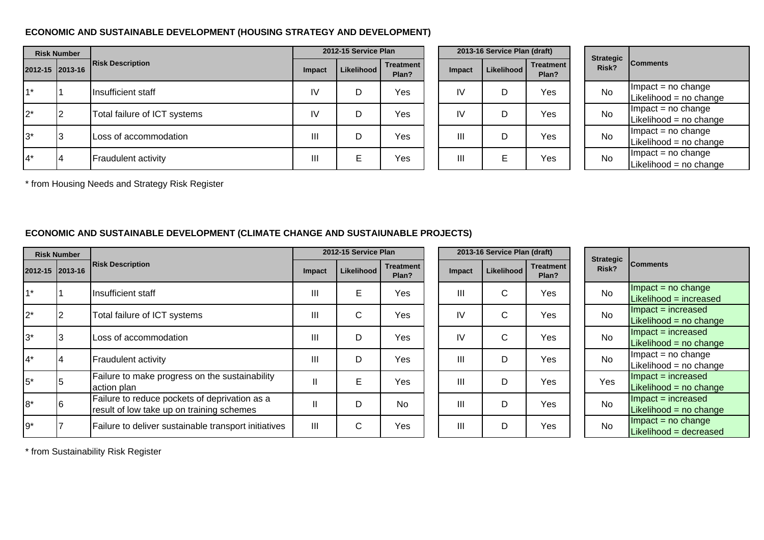**ECONOMIC AND SUSTAINABLE DEVELOPMENT (HOUSING STRATEGY AND DEVELOPMENT)**

| Risk Number | | Risk Description | 2012-15 Service Plan | | | 2013-16 Service Plan (draft) | | | Strategic Risk? | Comments |
|---|---|---|---|---|---|---|---|---|---|---|
| 2012-15 | 2013-16 | | Impact | Likelihood | Treatment Plan? | Impact | Likelihood | Treatment Plan? | | |
| 1* | 1 | Insufficient staff | IV | D | Yes | IV | D | Yes | No | Impact = no change<br>Likelihood = no change |
| 2* | 2 | Total failure of ICT systems | IV | D | Yes | IV | D | Yes | No | Impact = no change<br>Likelihood = no change |
| 3* | 3 | Loss of accommodation | III | D | Yes | III | D | Yes | No | Impact = no change<br>Likelihood = no change |
| 4* | 4 | Fraudulent activity | III | E | Yes | III | E | Yes | No | Impact = no change<br>Likelihood = no change |

* from Housing Needs and Strategy Risk Register

**ECONOMIC AND SUSTAINABLE DEVELOPMENT (CLIMATE CHANGE AND SUSTAIUNABLE PROJECTS)**

| Risk Number | | Risk Description | 2012-15 Service Plan | | | 2013-16 Service Plan (draft) | | | Strategic Risk? | Comments |
|---|---|---|---|---|---|---|---|---|---|---|
| 2012-15 | 2013-16 | | Impact | Likelihood | Treatment Plan? | Impact | Likelihood | Treatment Plan? | | |
| 1* | 1 | Insufficient staff | III | E | Yes | III | C | Yes | No | Impact = no change<br>Likelihood = increased |
| 2* | 2 | Total failure of ICT systems | III | C | Yes | IV | C | Yes | No | Impact = increased<br>Likelihood = no change |
| 3* | 3 | Loss of accommodation | III | D | Yes | IV | C | Yes | No | Impact = increased<br>Likelihood = no change |
| 4* | 4 | Fraudulent activity | III | D | Yes | III | D | Yes | No | Impact = no change<br>Likelihood = no change |
| 5* | 5 | Failure to make progress on the sustainability action plan | II | E | Yes | III | D | Yes | Yes | Impact = increased<br>Likelihood = no change |
| 8* | 6 | Failure to reduce pockets of deprivation as a result of low take up on training schemes | II | D | No | III | D | Yes | No | Impact = increased<br>Likelihood = no change |
| 9* | 7 | Failure to deliver sustainable transport initiatives | III | C | Yes | III | D | Yes | No | Impact = no change<br>Likelihood = decreased |

* from Sustainability Risk Register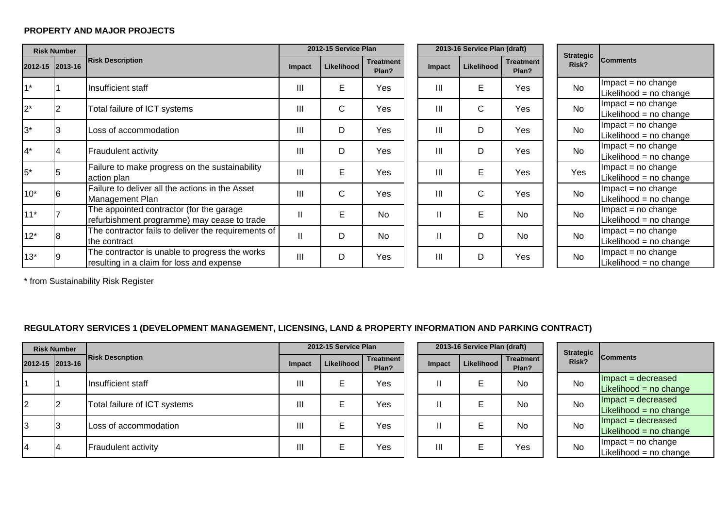**PROPERTY AND MAJOR PROJECTS**

| Risk Number | | Risk Description | 2012-15 Service Plan | | | 2013-16 Service Plan (draft) | | | Strategic Risk? | Comments |
|---|---|---|---|---|---|---|---|---|---|---|
| 2012-15 | 2013-16 | | Impact | Likelihood | Treatment Plan? | Impact | Likelihood | Treatment Plan? | | |
| 1* | 1 | Insufficient staff | III | E | Yes | III | E | Yes | No | Impact = no change<br>Likelihood = no change |
| 2* | 2 | Total failure of ICT systems | III | C | Yes | III | C | Yes | No | Impact = no change<br>Likelihood = no change |
| 3* | 3 | Loss of accommodation | III | D | Yes | III | D | Yes | No | Impact = no change<br>Likelihood = no change |
| 4* | 4 | Fraudulent activity | III | D | Yes | III | D | Yes | No | Impact = no change<br>Likelihood = no change |
| 5* | 5 | Failure to make progress on the sustainability action plan | III | E | Yes | III | E | Yes | Yes | Impact = no change<br>Likelihood = no change |
| 10* | 6 | Failure to deliver all the actions in the Asset Management Plan | III | C | Yes | III | C | Yes | No | Impact = no change<br>Likelihood = no change |
| 11* | 7 | The appointed contractor (for the garage refurbishment programme) may cease to trade | II | E | No | II | E | No | No | Impact = no change<br>Likelihood = no change |
| 12* | 8 | The contractor fails to deliver the requirements of the contract | II | D | No | II | D | No | No | Impact = no change<br>Likelihood = no change |
| 13* | 9 | The contractor is unable to progress the works resulting in a claim for loss and expense | III | D | Yes | III | D | Yes | No | Impact = no change<br>Likelihood = no change |

* from Sustainability Risk Register

**REGULATORY SERVICES 1 (DEVELOPMENT MANAGEMENT, LICENSING, LAND & PROPERTY INFORMATION AND PARKING CONTRACT)**

| Risk Number | | Risk Description | 2012-15 Service Plan | | | 2013-16 Service Plan (draft) | | | Strategic Risk? | Comments |
|---|---|---|---|---|---|---|---|---|---|---|
| 2012-15 | 2013-16 | | Impact | Likelihood | Treatment Plan? | Impact | Likelihood | Treatment Plan? | | |
| 1 | 1 | Insufficient staff | III | E | Yes | II | E | No | No | Impact = decreased<br>Likelihood = no change |
| 2 | 2 | Total failure of ICT systems | III | E | Yes | II | E | No | No | Impact = decreased<br>Likelihood = no change |
| 3 | 3 | Loss of accommodation | III | E | Yes | II | E | No | No | Impact = decreased<br>Likelihood = no change |
| 4 | 4 | Fraudulent activity | III | E | Yes | III | E | Yes | No | Impact = no change<br>Likelihood = no change |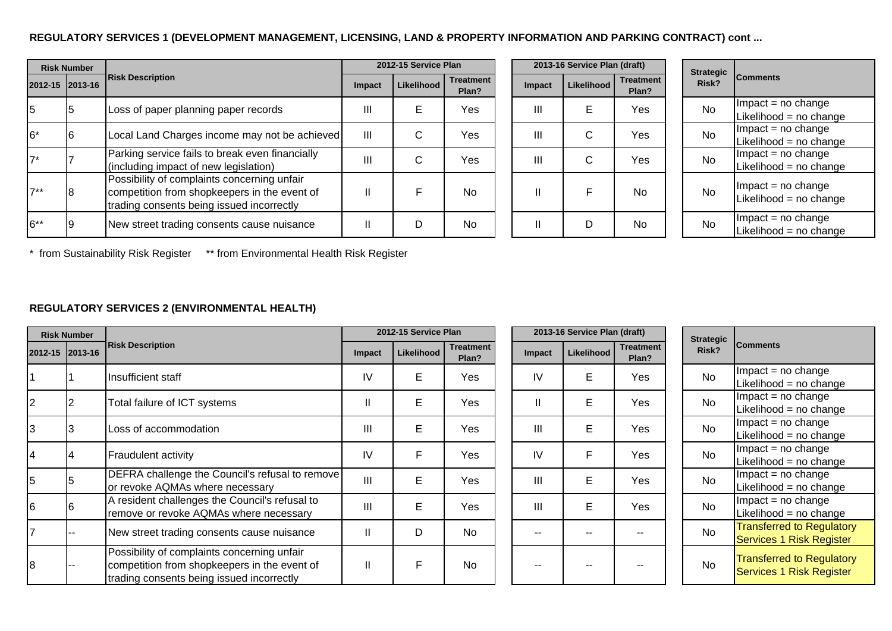**REGULATORY SERVICES 1 (DEVELOPMENT MANAGEMENT, LICENSING, LAND & PROPERTY INFORMATION AND PARKING CONTRACT) cont ...**

| Risk Number | | Risk Description | 2012-15 Service Plan | | | 2013-16 Service Plan (draft) | | | Strategic Risk? | Comments |
|---|---|---|---|---|---|---|---|---|---|---|
| 2012-15 | 2013-16 | | Impact | Likelihood | Treatment Plan? | Impact | Likelihood | Treatment Plan? | | |
| 5 | 5 | Loss of paper planning paper records | III | E | Yes | III | E | Yes | No | Impact = no change Likelihood = no change |
| 6* | 6 | Local Land Charges income may not be achieved | III | C | Yes | III | C | Yes | No | Impact = no change Likelihood = no change |
| 7* | 7 | Parking service fails to break even financially (including impact of new legislation) | III | C | Yes | III | C | Yes | No | Impact = no change Likelihood = no change |
| 7** | 8 | Possibility of complaints concerning unfair competition from shopkeepers in the event of trading consents being issued incorrectly | II | F | No | II | F | No | No | Impact = no change Likelihood = no change |
| 6** | 9 | New street trading consents cause nuisance | II | D | No | II | D | No | No | Impact = no change Likelihood = no change |

* from Sustainability Risk Register     ** from Environmental Health Risk Register

**REGULATORY SERVICES 2 (ENVIRONMENTAL HEALTH)**

| Risk Number | | Risk Description | 2012-15 Service Plan | | | 2013-16 Service Plan (draft) | | | Strategic Risk? | Comments |
|---|---|---|---|---|---|---|---|---|---|---|
| 2012-15 | 2013-16 | | Impact | Likelihood | Treatment Plan? | Impact | Likelihood | Treatment Plan? | | |
| 1 | 1 | Insufficient staff | IV | E | Yes | IV | E | Yes | No | Impact = no change Likelihood = no change |
| 2 | 2 | Total failure of ICT systems | II | E | Yes | II | E | Yes | No | Impact = no change Likelihood = no change |
| 3 | 3 | Loss of accommodation | III | E | Yes | III | E | Yes | No | Impact = no change Likelihood = no change |
| 4 | 4 | Fraudulent activity | IV | F | Yes | IV | F | Yes | No | Impact = no change Likelihood = no change |
| 5 | 5 | DEFRA challenge the Council's refusal to remove or revoke AQMAs where necessary | III | E | Yes | III | E | Yes | No | Impact = no change Likelihood = no change |
| 6 | 6 | A resident challenges the Council's refusal to remove or revoke AQMAs where necessary | III | E | Yes | III | E | Yes | No | Impact = no change Likelihood = no change |
| 7 | -- | New street trading consents cause nuisance | II | D | No | -- | -- | -- | No | Transferred to Regulatory Services 1 Risk Register |
| 8 | -- | Possibility of complaints concerning unfair competition from shopkeepers in the event of trading consents being issued incorrectly | II | F | No | -- | -- | -- | No | Transferred to Regulatory Services 1 Risk Register |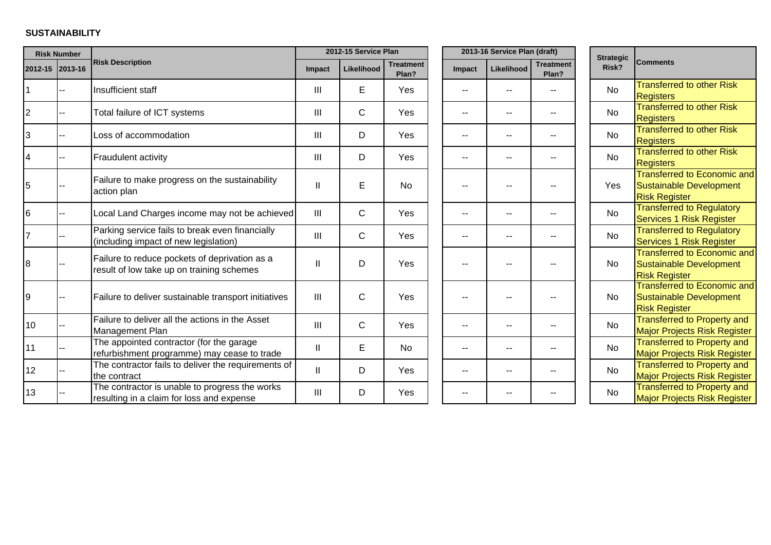**SUSTAINABILITY**

| Risk Number | | Risk Description | 2012-15 Service Plan | | | 2013-16 Service Plan (draft) | | | Strategic Risk? | Comments |
|---|---|---|---|---|---|---|---|---|---|---|
| 2012-15 | 2013-16 | | Impact | Likelihood | Treatment Plan? | Impact | Likelihood | Treatment Plan? | | |
| 1 | -- | Insufficient staff | III | E | Yes | -- | -- | -- | No | Transferred to other Risk Registers |
| 2 | -- | Total failure of ICT systems | III | C | Yes | -- | -- | -- | No | Transferred to other Risk Registers |
| 3 | -- | Loss of accommodation | III | D | Yes | -- | -- | -- | No | Transferred to other Risk Registers |
| 4 | -- | Fraudulent activity | III | D | Yes | -- | -- | -- | No | Transferred to other Risk Registers |
| 5 | -- | Failure to make progress on the sustainability action plan | II | E | No | -- | -- | -- | Yes | Transferred to Economic and Sustainable Development Risk Register |
| 6 | -- | Local Land Charges income may not be achieved | III | C | Yes | -- | -- | -- | No | Transferred to Regulatory Services 1 Risk Register |
| 7 | -- | Parking service fails to break even financially (including impact of new legislation) | III | C | Yes | -- | -- | -- | No | Transferred to Regulatory Services 1 Risk Register |
| 8 | -- | Failure to reduce pockets of deprivation as a result of low take up on training schemes | II | D | Yes | -- | -- | -- | No | Transferred to Economic and Sustainable Development Risk Register |
| 9 | -- | Failure to deliver sustainable transport initiatives | III | C | Yes | -- | -- | -- | No | Transferred to Economic and Sustainable Development Risk Register |
| 10 | -- | Failure to deliver all the actions in the Asset Management Plan | III | C | Yes | -- | -- | -- | No | Transferred to Property and Major Projects Risk Register |
| 11 | -- | The appointed contractor (for the garage refurbishment programme) may cease to trade | II | E | No | -- | -- | -- | No | Transferred to Property and Major Projects Risk Register |
| 12 | -- | The contractor fails to deliver the requirements of the contract | II | D | Yes | -- | -- | -- | No | Transferred to Property and Major Projects Risk Register |
| 13 | -- | The contractor is unable to progress the works resulting in a claim for loss and expense | III | D | Yes | -- | -- | -- | No | Transferred to Property and Major Projects Risk Register |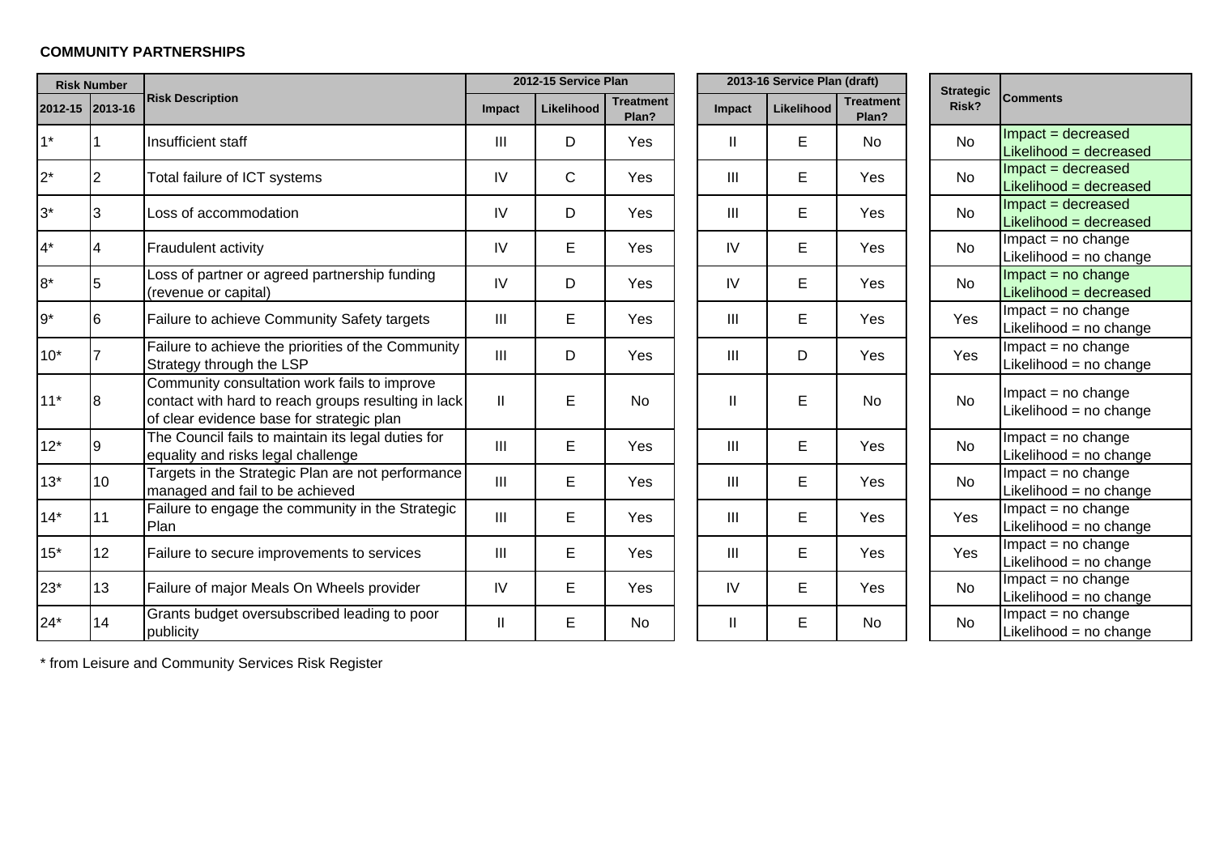**COMMUNITY PARTNERSHIPS**

| Risk Number | | Risk Description | 2012-15 Service Plan | | | 2013-16 Service Plan (draft) | | | Strategic Risk? | Comments |
|---|---|---|---|---|---|---|---|---|---|---|
| 2012-15 | 2013-16 | | Impact | Likelihood | Treatment Plan? | Impact | Likelihood | Treatment Plan? | | |
| 1* | 1 | Insufficient staff | III | D | Yes | II | E | No | No | Impact = decreased Likelihood = decreased |
| 2* | 2 | Total failure of ICT systems | IV | C | Yes | III | E | Yes | No | Impact = decreased Likelihood = decreased |
| 3* | 3 | Loss of accommodation | IV | D | Yes | III | E | Yes | No | Impact = decreased Likelihood = decreased |
| 4* | 4 | Fraudulent activity | IV | E | Yes | IV | E | Yes | No | Impact = no change Likelihood = no change |
| 8* | 5 | Loss of partner or agreed partnership funding (revenue or capital) | IV | D | Yes | IV | E | Yes | No | Impact = no change Likelihood = decreased |
| 9* | 6 | Failure to achieve Community Safety targets | III | E | Yes | III | E | Yes | Yes | Impact = no change Likelihood = no change |
| 10* | 7 | Failure to achieve the priorities of the Community Strategy through the LSP | III | D | Yes | III | D | Yes | Yes | Impact = no change Likelihood = no change |
| 11* | 8 | Community consultation work fails to improve contact with hard to reach groups resulting in lack of clear evidence base for strategic plan | II | E | No | II | E | No | No | Impact = no change Likelihood = no change |
| 12* | 9 | The Council fails to maintain its legal duties for equality and risks legal challenge | III | E | Yes | III | E | Yes | No | Impact = no change Likelihood = no change |
| 13* | 10 | Targets in the Strategic Plan are not performance managed and fail to be achieved | III | E | Yes | III | E | Yes | No | Impact = no change Likelihood = no change |
| 14* | 11 | Failure to engage the community in the Strategic Plan | III | E | Yes | III | E | Yes | Yes | Impact = no change Likelihood = no change |
| 15* | 12 | Failure to secure improvements to services | III | E | Yes | III | E | Yes | Yes | Impact = no change Likelihood = no change |
| 23* | 13 | Failure of major Meals On Wheels provider | IV | E | Yes | IV | E | Yes | No | Impact = no change Likelihood = no change |
| 24* | 14 | Grants budget oversubscribed leading to poor publicity | II | E | No | II | E | No | No | Impact = no change Likelihood = no change |

* from Leisure and Community Services Risk Register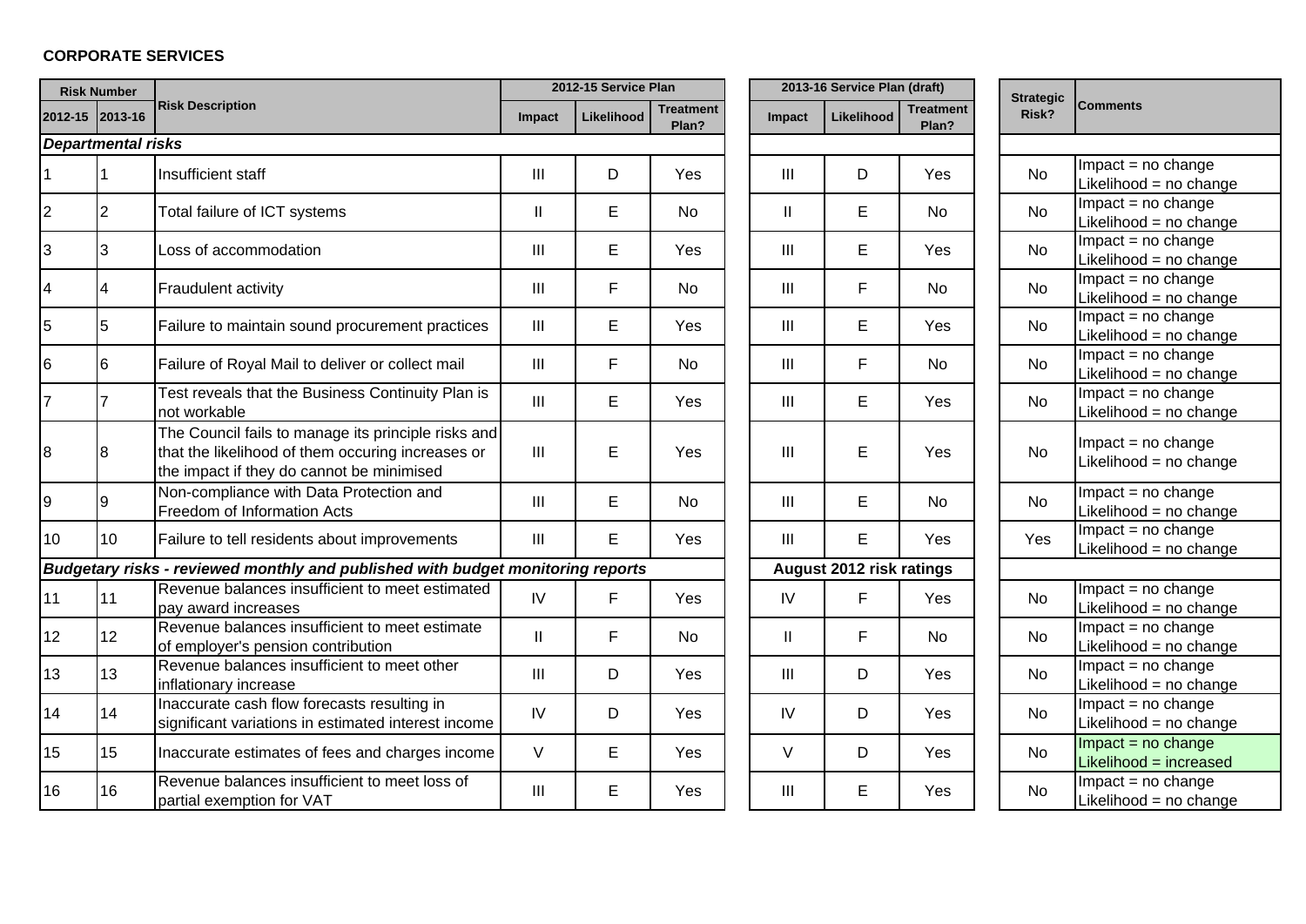**CORPORATE SERVICES**

| Risk Number | | Risk Description | 2012-15 Service Plan | | | 2013-16 Service Plan (draft) | | | Strategic Risk? | Comments |
|---|---|---|---|---|---|---|---|---|---|---|
| 2012-15 | 2013-16 | | Impact | Likelihood | Treatment Plan? | Impact | Likelihood | Treatment Plan? | | |
| ***Departmental risks*** | | | | | | | | | | |
| 1 | 1 | Insufficient staff | III | D | Yes | III | D | Yes | No | Impact = no change Likelihood = no change |
| 2 | 2 | Total failure of ICT systems | II | E | No | II | E | No | No | Impact = no change Likelihood = no change |
| 3 | 3 | Loss of accommodation | III | E | Yes | III | E | Yes | No | Impact = no change Likelihood = no change |
| 4 | 4 | Fraudulent activity | III | F | No | III | F | No | No | Impact = no change Likelihood = no change |
| 5 | 5 | Failure to maintain sound procurement practices | III | E | Yes | III | E | Yes | No | Impact = no change Likelihood = no change |
| 6 | 6 | Failure of Royal Mail to deliver or collect mail | III | F | No | III | F | No | No | Impact = no change Likelihood = no change |
| 7 | 7 | Test reveals that the Business Continuity Plan is not workable | III | E | Yes | III | E | Yes | No | Impact = no change Likelihood = no change |
| 8 | 8 | The Council fails to manage its principle risks and that the likelihood of them occuring increases or the impact if they do cannot be minimised | III | E | Yes | III | E | Yes | No | Impact = no change Likelihood = no change |
| 9 | 9 | Non-compliance with Data Protection and Freedom of Information Acts | III | E | No | III | E | No | No | Impact = no change Likelihood = no change |
| 10 | 10 | Failure to tell residents about improvements | III | E | Yes | III | E | Yes | Yes | Impact = no change Likelihood = no change |
| ***Budgetary risks - reviewed monthly and published with budget monitoring reports*** | | | | | | **August 2012 risk ratings** | | | | |
| 11 | 11 | Revenue balances insufficient to meet estimated pay award increases | IV | F | Yes | IV | F | Yes | No | Impact = no change Likelihood = no change |
| 12 | 12 | Revenue balances insufficient to meet estimate of employer's pension contribution | II | F | No | II | F | No | No | Impact = no change Likelihood = no change |
| 13 | 13 | Revenue balances insufficient to meet other inflationary increase | III | D | Yes | III | D | Yes | No | Impact = no change Likelihood = no change |
| 14 | 14 | Inaccurate cash flow forecasts resulting in significant variations in estimated interest income | IV | D | Yes | IV | D | Yes | No | Impact = no change Likelihood = no change |
| 15 | 15 | Inaccurate estimates of fees and charges income | V | E | Yes | V | D | Yes | No | Impact = no change Likelihood = increased |
| 16 | 16 | Revenue balances insufficient to meet loss of partial exemption for VAT | III | E | Yes | III | E | Yes | No | Impact = no change Likelihood = no change |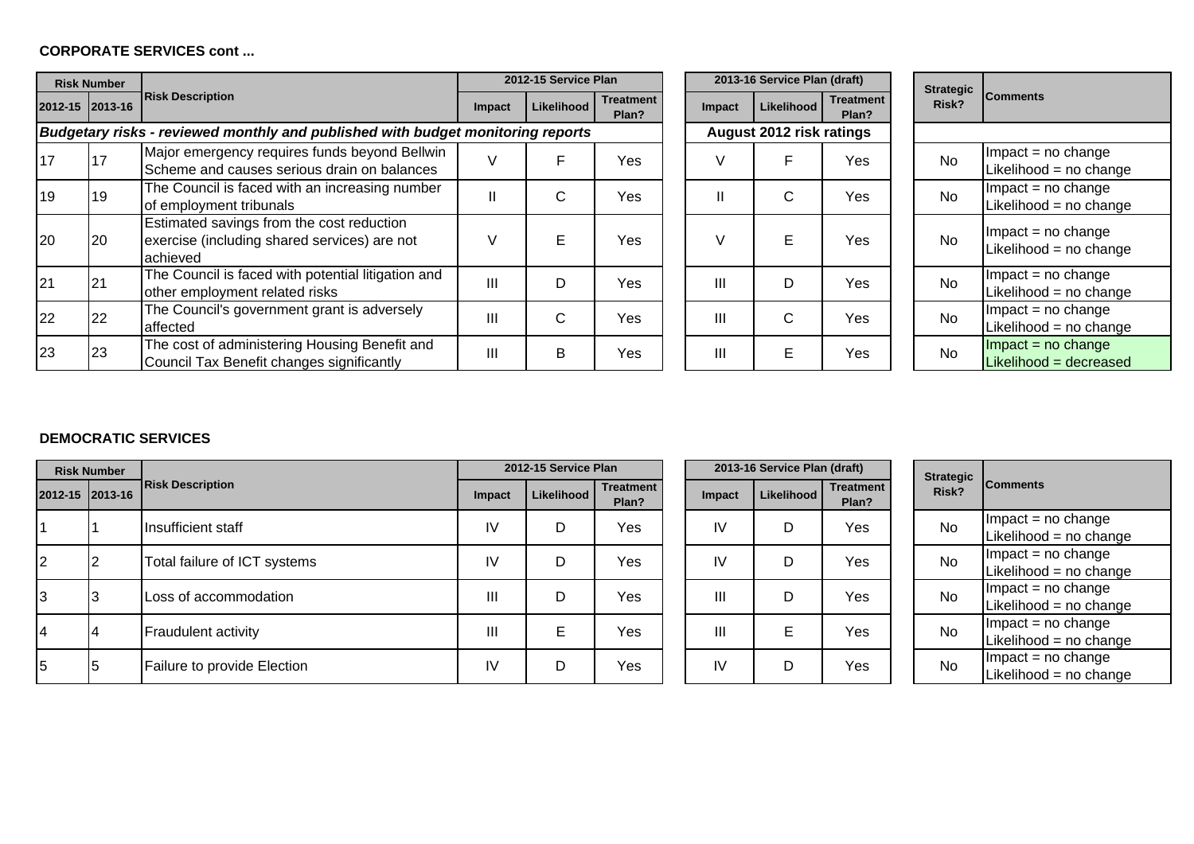**CORPORATE SERVICES cont ...**

| Risk Number | | Risk Description | 2012-15 Service Plan | | | 2013-16 Service Plan (draft) | | | Strategic Risk? | Comments |
|---|---|---|---|---|---|---|---|---|---|---|
| 2012-15 | 2013-16 | | Impact | Likelihood | Treatment Plan? | Impact | Likelihood | Treatment Plan? | | |
| ***Budgetary risks - reviewed monthly and published with budget monitoring reports*** | | | | | | **August 2012 risk ratings** | | | | |
| 17 | 17 | Major emergency requires funds beyond Bellwin Scheme and causes serious drain on balances | V | F | Yes | V | F | Yes | No | Impact = no change<br>Likelihood = no change |
| 19 | 19 | The Council is faced with an increasing number of employment tribunals | II | C | Yes | II | C | Yes | No | Impact = no change<br>Likelihood = no change |
| 20 | 20 | Estimated savings from the cost reduction exercise (including shared services) are not achieved | V | E | Yes | V | E | Yes | No | Impact = no change<br>Likelihood = no change |
| 21 | 21 | The Council is faced with potential litigation and other employment related risks | III | D | Yes | III | D | Yes | No | Impact = no change<br>Likelihood = no change |
| 22 | 22 | The Council's government grant is adversely affected | III | C | Yes | III | C | Yes | No | Impact = no change<br>Likelihood = no change |
| 23 | 23 | The cost of administering Housing Benefit and Council Tax Benefit changes significantly | III | B | Yes | III | E | Yes | No | Impact = no change<br>Likelihood = decreased |

**DEMOCRATIC SERVICES**

| Risk Number | | Risk Description | 2012-15 Service Plan | | | 2013-16 Service Plan (draft) | | | Strategic Risk? | Comments |
|---|---|---|---|---|---|---|---|---|---|---|
| 2012-15 | 2013-16 | | Impact | Likelihood | Treatment Plan? | Impact | Likelihood | Treatment Plan? | | |
| 1 | 1 | Insufficient staff | IV | D | Yes | IV | D | Yes | No | Impact = no change<br>Likelihood = no change |
| 2 | 2 | Total failure of ICT systems | IV | D | Yes | IV | D | Yes | No | Impact = no change<br>Likelihood = no change |
| 3 | 3 | Loss of accommodation | III | D | Yes | III | D | Yes | No | Impact = no change<br>Likelihood = no change |
| 4 | 4 | Fraudulent activity | III | E | Yes | III | E | Yes | No | Impact = no change<br>Likelihood = no change |
| 5 | 5 | Failure to provide Election | IV | D | Yes | IV | D | Yes | No | Impact = no change<br>Likelihood = no change |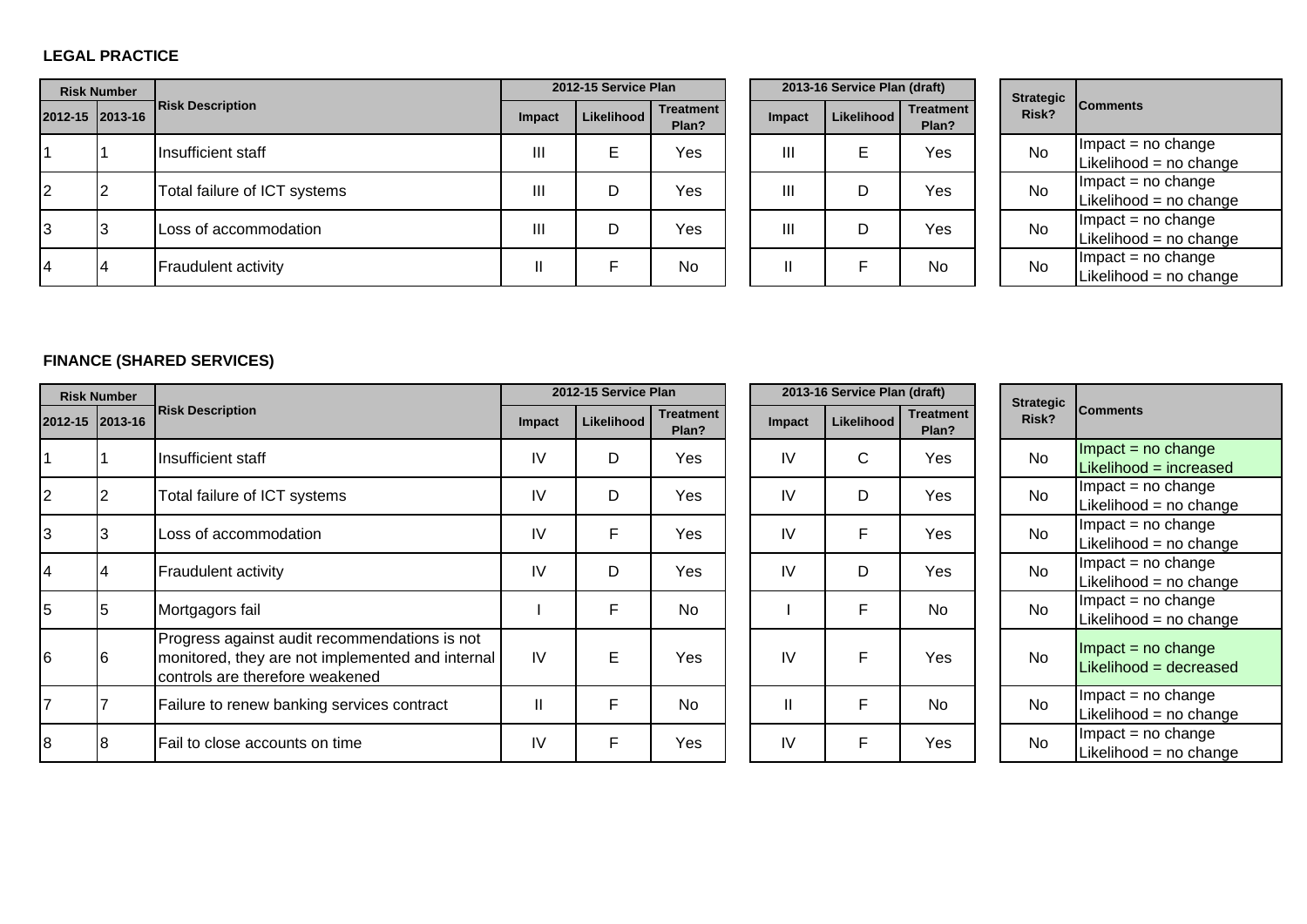**LEGAL PRACTICE**

| Risk Number | | Risk Description | 2012-15 Service Plan | | | 2013-16 Service Plan (draft) | | | Strategic Risk? | Comments |
|---|---|---|---|---|---|---|---|---|---|---|
| 2012-15 | 2013-16 | | Impact | Likelihood | Treatment Plan? | Impact | Likelihood | Treatment Plan? | | |
| 1 | 1 | Insufficient staff | III | E | Yes | III | E | Yes | No | Impact = no change<br>Likelihood = no change |
| 2 | 2 | Total failure of ICT systems | III | D | Yes | III | D | Yes | No | Impact = no change<br>Likelihood = no change |
| 3 | 3 | Loss of accommodation | III | D | Yes | III | D | Yes | No | Impact = no change<br>Likelihood = no change |
| 4 | 4 | Fraudulent activity | II | F | No | II | F | No | No | Impact = no change<br>Likelihood = no change |

**FINANCE (SHARED SERVICES)**

| Risk Number | | Risk Description | 2012-15 Service Plan | | | 2013-16 Service Plan (draft) | | | Strategic Risk? | Comments |
|---|---|---|---|---|---|---|---|---|---|---|
| 2012-15 | 2013-16 | | Impact | Likelihood | Treatment Plan? | Impact | Likelihood | Treatment Plan? | | |
| 1 | 1 | Insufficient staff | IV | D | Yes | IV | C | Yes | No | Impact = no change<br>Likelihood = increased |
| 2 | 2 | Total failure of ICT systems | IV | D | Yes | IV | D | Yes | No | Impact = no change<br>Likelihood = no change |
| 3 | 3 | Loss of accommodation | IV | F | Yes | IV | F | Yes | No | Impact = no change<br>Likelihood = no change |
| 4 | 4 | Fraudulent activity | IV | D | Yes | IV | D | Yes | No | Impact = no change<br>Likelihood = no change |
| 5 | 5 | Mortgagors fail | I | F | No | I | F | No | No | Impact = no change<br>Likelihood = no change |
| 6 | 6 | Progress against audit recommendations is not monitored, they are not implemented and internal controls are therefore weakened | IV | E | Yes | IV | F | Yes | No | Impact = no change<br>Likelihood = decreased |
| 7 | 7 | Failure to renew banking services contract | II | F | No | II | F | No | No | Impact = no change<br>Likelihood = no change |
| 8 | 8 | Fail to close accounts on time | IV | F | Yes | IV | F | Yes | No | Impact = no change<br>Likelihood = no change |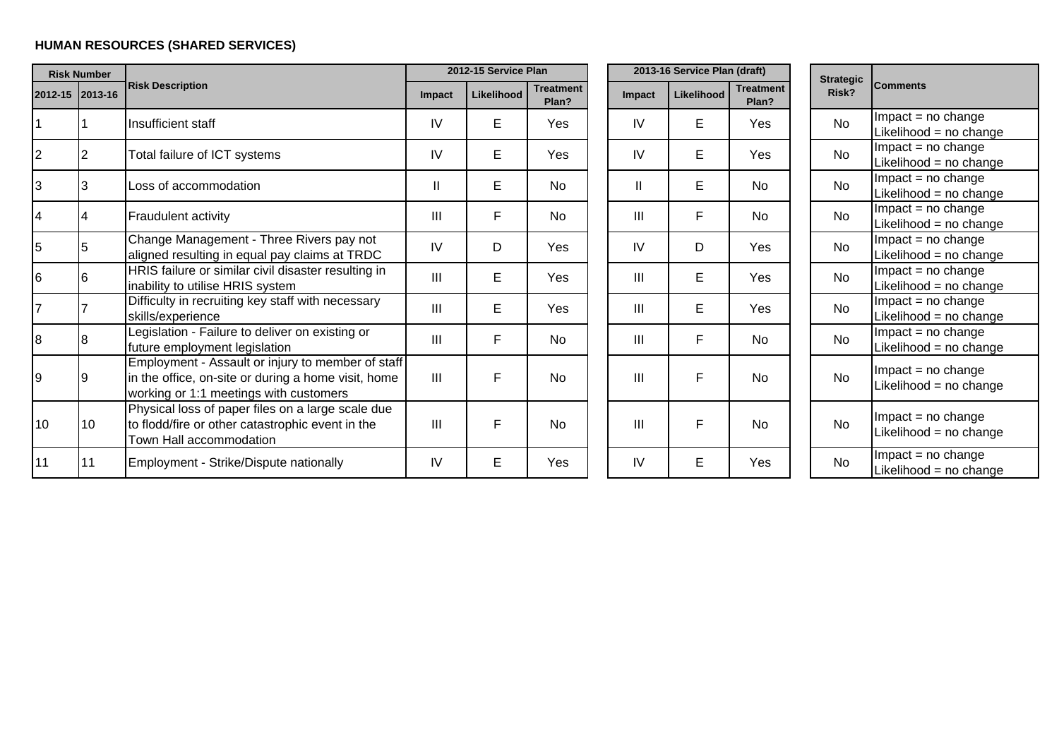**HUMAN RESOURCES (SHARED SERVICES)**

| Risk Number | | Risk Description | 2012-15 Service Plan | | | 2013-16 Service Plan (draft) | | | Strategic Risk? | Comments |
|---|---|---|---|---|---|---|---|---|---|---|
| 2012-15 | 2013-16 | | Impact | Likelihood | Treatment Plan? | Impact | Likelihood | Treatment Plan? | | |
| 1 | 1 | Insufficient staff | IV | E | Yes | IV | E | Yes | No | Impact = no change Likelihood = no change |
| 2 | 2 | Total failure of ICT systems | IV | E | Yes | IV | E | Yes | No | Impact = no change Likelihood = no change |
| 3 | 3 | Loss of accommodation | II | E | No | II | E | No | No | Impact = no change Likelihood = no change |
| 4 | 4 | Fraudulent activity | III | F | No | III | F | No | No | Impact = no change Likelihood = no change |
| 5 | 5 | Change Management - Three Rivers pay not aligned resulting in equal pay claims at TRDC | IV | D | Yes | IV | D | Yes | No | Impact = no change Likelihood = no change |
| 6 | 6 | HRIS failure or similar civil disaster resulting in inability to utilise HRIS system | III | E | Yes | III | E | Yes | No | Impact = no change Likelihood = no change |
| 7 | 7 | Difficulty in recruiting key staff with necessary skills/experience | III | E | Yes | III | E | Yes | No | Impact = no change Likelihood = no change |
| 8 | 8 | Legislation - Failure to deliver on existing or future employment legislation | III | F | No | III | F | No | No | Impact = no change Likelihood = no change |
| 9 | 9 | Employment - Assault or injury to member of staff in the office, on-site or during a home visit, home working or 1:1 meetings with customers | III | F | No | III | F | No | No | Impact = no change Likelihood = no change |
| 10 | 10 | Physical loss of paper files on a large scale due to flodd/fire or other catastrophic event in the Town Hall accommodation | III | F | No | III | F | No | No | Impact = no change Likelihood = no change |
| 11 | 11 | Employment - Strike/Dispute nationally | IV | E | Yes | IV | E | Yes | No | Impact = no change Likelihood = no change |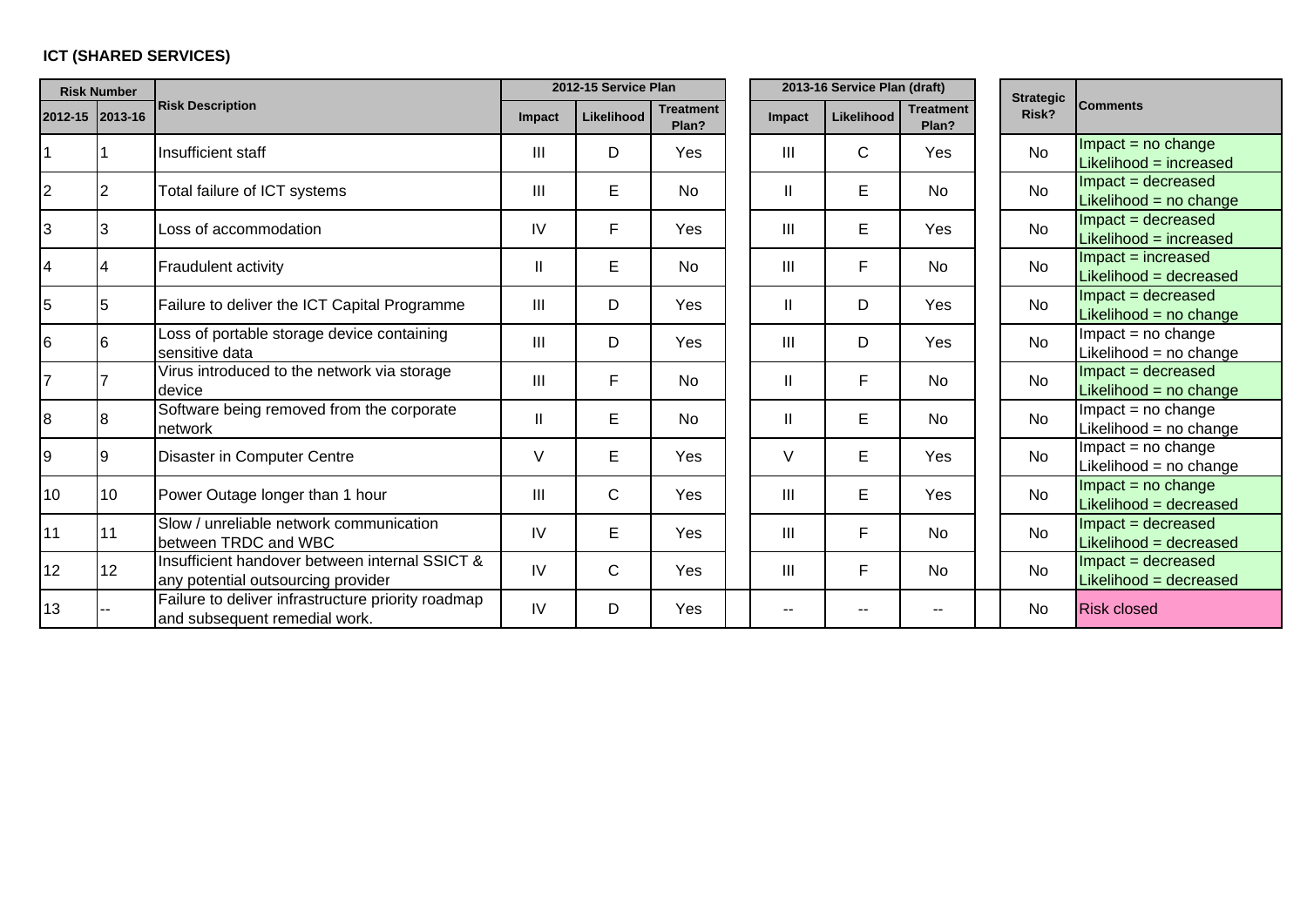**ICT (SHARED SERVICES)**

| Risk Number | | Risk Description | 2012-15 Service Plan | | | 2013-16 Service Plan (draft) | | | Strategic Risk? | Comments |
|---|---|---|---|---|---|---|---|---|---|---|
| 2012-15 | 2013-16 | | Impact | Likelihood | Treatment Plan? | Impact | Likelihood | Treatment Plan? | | |
| 1 | 1 | Insufficient staff | III | D | Yes | III | C | Yes | No | Impact = no change<br>Likelihood = increased |
| 2 | 2 | Total failure of ICT systems | III | E | No | II | E | No | No | Impact = decreased<br>Likelihood = no change |
| 3 | 3 | Loss of accommodation | IV | F | Yes | III | E | Yes | No | Impact = decreased<br>Likelihood = increased |
| 4 | 4 | Fraudulent activity | II | E | No | III | F | No | No | Impact = increased<br>Likelihood = decreased |
| 5 | 5 | Failure to deliver the ICT Capital Programme | III | D | Yes | II | D | Yes | No | Impact = decreased<br>Likelihood = no change |
| 6 | 6 | Loss of portable storage device containing sensitive data | III | D | Yes | III | D | Yes | No | Impact = no change<br>Likelihood = no change |
| 7 | 7 | Virus introduced to the network via storage device | III | F | No | II | F | No | No | Impact = decreased<br>Likelihood = no change |
| 8 | 8 | Software being removed from the corporate network | II | E | No | II | E | No | No | Impact = no change<br>Likelihood = no change |
| 9 | 9 | Disaster in Computer Centre | V | E | Yes | V | E | Yes | No | Impact = no change<br>Likelihood = no change |
| 10 | 10 | Power Outage longer than 1 hour | III | C | Yes | III | E | Yes | No | Impact = no change<br>Likelihood = decreased |
| 11 | 11 | Slow / unreliable network communication between TRDC and WBC | IV | E | Yes | III | F | No | No | Impact = decreased<br>Likelihood = decreased |
| 12 | 12 | Insufficient handover between internal SSICT & any potential outsourcing provider | IV | C | Yes | III | F | No | No | Impact = decreased<br>Likelihood = decreased |
| 13 | -- | Failure to deliver infrastructure priority roadmap and subsequent remedial work. | IV | D | Yes | -- | -- | -- | No | Risk closed |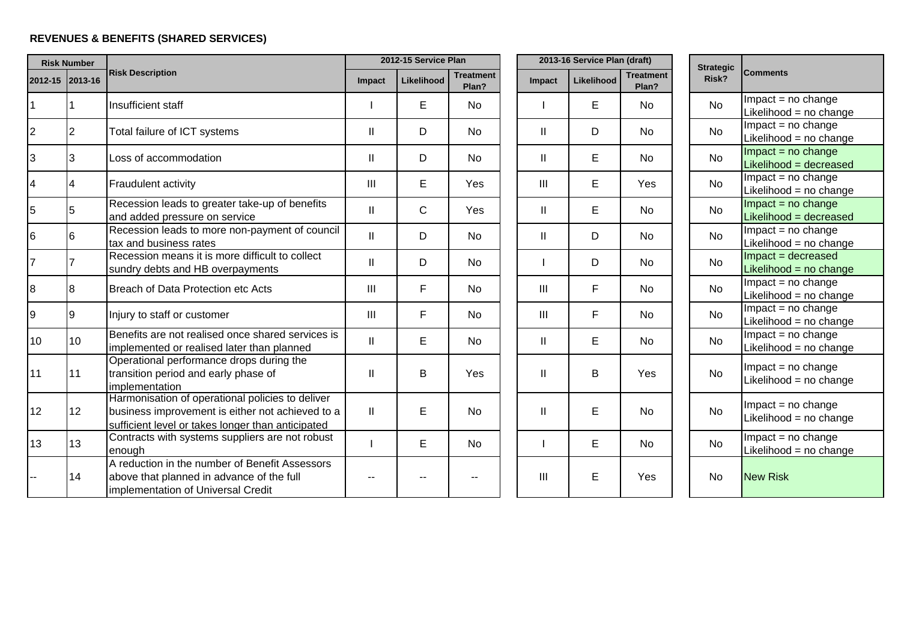**REVENUES & BENEFITS (SHARED SERVICES)**

| Risk Number | | Risk Description | 2012-15 Service Plan | | | 2013-16 Service Plan (draft) | | | Strategic Risk? | Comments |
|---|---|---|---|---|---|---|---|---|---|---|
| 2012-15 | 2013-16 | | Impact | Likelihood | Treatment Plan? | Impact | Likelihood | Treatment Plan? | | |
| 1 | 1 | Insufficient staff | I | E | No | I | E | No | No | Impact = no change<br>Likelihood = no change |
| 2 | 2 | Total failure of ICT systems | II | D | No | II | D | No | No | Impact = no change<br>Likelihood = no change |
| 3 | 3 | Loss of accommodation | II | D | No | II | E | No | No | Impact = no change<br>Likelihood = decreased |
| 4 | 4 | Fraudulent activity | III | E | Yes | III | E | Yes | No | Impact = no change<br>Likelihood = no change |
| 5 | 5 | Recession leads to greater take-up of benefits and added pressure on service | II | C | Yes | II | E | No | No | Impact = no change<br>Likelihood = decreased |
| 6 | 6 | Recession leads to more non-payment of council tax and business rates | II | D | No | II | D | No | No | Impact = no change<br>Likelihood = no change |
| 7 | 7 | Recession means it is more difficult to collect sundry debts and HB overpayments | II | D | No | I | D | No | No | Impact = decreased<br>Likelihood = no change |
| 8 | 8 | Breach of Data Protection etc Acts | III | F | No | III | F | No | No | Impact = no change<br>Likelihood = no change |
| 9 | 9 | Injury to staff or customer | III | F | No | III | F | No | No | Impact = no change<br>Likelihood = no change |
| 10 | 10 | Benefits are not realised once shared services is implemented or realised later than planned | II | E | No | II | E | No | No | Impact = no change<br>Likelihood = no change |
| 11 | 11 | Operational performance drops during the transition period and early phase of implementation | II | B | Yes | II | B | Yes | No | Impact = no change<br>Likelihood = no change |
| 12 | 12 | Harmonisation of operational policies to deliver business improvement is either not achieved to a sufficient level or takes longer than anticipated | II | E | No | II | E | No | No | Impact = no change<br>Likelihood = no change |
| 13 | 13 | Contracts with systems suppliers are not robust enough | I | E | No | I | E | No | No | Impact = no change<br>Likelihood = no change |
| -- | 14 | A reduction in the number of Benefit Assessors above that planned in advance of the full implementation of Universal Credit | -- | -- | -- | III | E | Yes | No | New Risk |